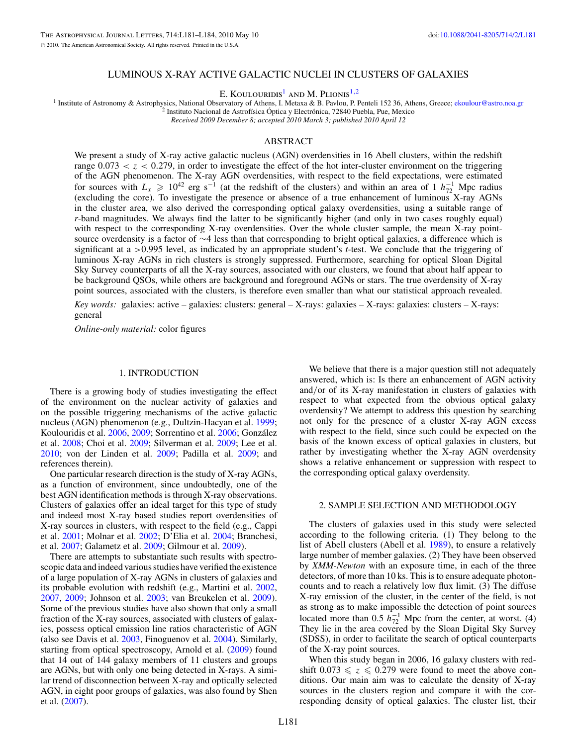# LUMINOUS X-RAY ACTIVE GALACTIC NUCLEI IN CLUSTERS OF GALAXIES

E. Koulouridis[1] and M. Plionis[1,2]

[1] Institute of Astronomy & Astrophysics, National Observatory of Athens, I. Metaxa & B. Pavlou, P. Penteli 152 36, Athens, Greece; ekoulour@astro.noa.gr
[2] Instituto Nacional de Astrofísica Óptica y Electrónica, 72840 Puebla, Pue, Mexico

*Received 2009 December 8; accepted 2010 March 3; published 2010 April 12*

## ABSTRACT

We present a study of X-ray active galactic nucleus (AGN) overdensities in 16 Abell clusters, within the redshift range $0.073 < z < 0.279$, in order to investigate the effect of the hot inter-cluster environment on the triggering of the AGN phenomenon. The X-ray AGN overdensities, with respect to the field expectations, were estimated for sources with $L_x \geqslant 10^{42}$ erg s$^{-1}$ (at the redshift of the clusters) and within an area of 1 $h_{72}^{-1}$ Mpc radius (excluding the core). To investigate the presence or absence of a true enhancement of luminous X-ray AGNs in the cluster area, we also derived the corresponding optical galaxy overdensities, using a suitable range of $r$-band magnitudes. We always find the latter to be significantly higher (and only in two cases roughly equal) with respect to the corresponding X-ray overdensities. Over the whole cluster sample, the mean X-ray point-source overdensity is a factor of ∼4 less than that corresponding to bright optical galaxies, a difference which is significant at a >0.995 level, as indicated by an appropriate student's $t$-test. We conclude that the triggering of luminous X-ray AGNs in rich clusters is strongly suppressed. Furthermore, searching for optical Sloan Digital Sky Survey counterparts of all the X-ray sources, associated with our clusters, we found that about half appear to be background QSOs, while others are background and foreground AGNs or stars. The true overdensity of X-ray point sources, associated with the clusters, is therefore even smaller than what our statistical approach revealed.

*Key words:* galaxies: active – galaxies: clusters: general – X-rays: galaxies – X-rays: galaxies: clusters – X-rays: general

*Online-only material:* color figures

## 1. INTRODUCTION

There is a growing body of studies investigating the effect of the environment on the nuclear activity of galaxies and on the possible triggering mechanisms of the active galactic nucleus (AGN) phenomenon (e.g., Dultzin-Hacyan et al. 1999; Koulouridis et al. 2006, 2009; Sorrentino et al. 2006; González et al. 2008; Choi et al. 2009; Silverman et al. 2009; Lee et al. 2010; von der Linden et al. 2009; Padilla et al. 2009; and references therein).

One particular research direction is the study of X-ray AGNs, as a function of environment, since undoubtedly, one of the best AGN identification methods is through X-ray observations. Clusters of galaxies offer an ideal target for this type of study and indeed most X-ray based studies report overdensities of X-ray sources in clusters, with respect to the field (e.g., Cappi et al. 2001; Molnar et al. 2002; D'Elia et al. 2004; Branchesi, et al. 2007; Galametz et al. 2009; Gilmour et al. 2009).

There are attempts to substantiate such results with spectroscopic data and indeed various studies have verified the existence of a large population of X-ray AGNs in clusters of galaxies and its probable evolution with redshift (e.g., Martini et al. 2002, 2007, 2009; Johnson et al. 2003; van Breukelen et al. 2009). Some of the previous studies have also shown that only a small fraction of the X-ray sources, associated with clusters of galaxies, possess optical emission line ratios characteristic of AGN (also see Davis et al. 2003, Finoguenov et al. 2004). Similarly, starting from optical spectroscopy, Arnold et al. (2009) found that 14 out of 144 galaxy members of 11 clusters and groups are AGNs, but with only one being detected in X-rays. A similar trend of disconnection between X-ray and optically selected AGN, in eight poor groups of galaxies, was also found by Shen et al. (2007).

We believe that there is a major question still not adequately answered, which is: Is there an enhancement of AGN activity and/or of its X-ray manifestation in clusters of galaxies with respect to what expected from the obvious optical galaxy overdensity? We attempt to address this question by searching not only for the presence of a cluster X-ray AGN excess with respect to the field, since such could be expected on the basis of the known excess of optical galaxies in clusters, but rather by investigating whether the X-ray AGN overdensity shows a relative enhancement or suppression with respect to the corresponding optical galaxy overdensity.

## 2. SAMPLE SELECTION AND METHODOLOGY

The clusters of galaxies used in this study were selected according to the following criteria. (1) They belong to the list of Abell clusters (Abell et al. 1989), to ensure a relatively large number of member galaxies. (2) They have been observed by *XMM-Newton* with an exposure time, in each of the three detectors, of more than 10 ks. This is to ensure adequate photon-counts and to reach a relatively low flux limit. (3) The diffuse X-ray emission of the cluster, in the center of the field, is not as strong as to make impossible the detection of point sources located more than 0.5 $h_{72}^{-1}$ Mpc from the center, at worst. (4) They lie in the area covered by the Sloan Digital Sky Survey (SDSS), in order to facilitate the search of optical counterparts of the X-ray point sources.

When this study began in 2006, 16 galaxy clusters with redshift $0.073 \leqslant z \leqslant 0.279$ were found to meet the above conditions. Our main aim was to calculate the density of X-ray sources in the clusters region and compare it with the corresponding density of optical galaxies. The cluster list, their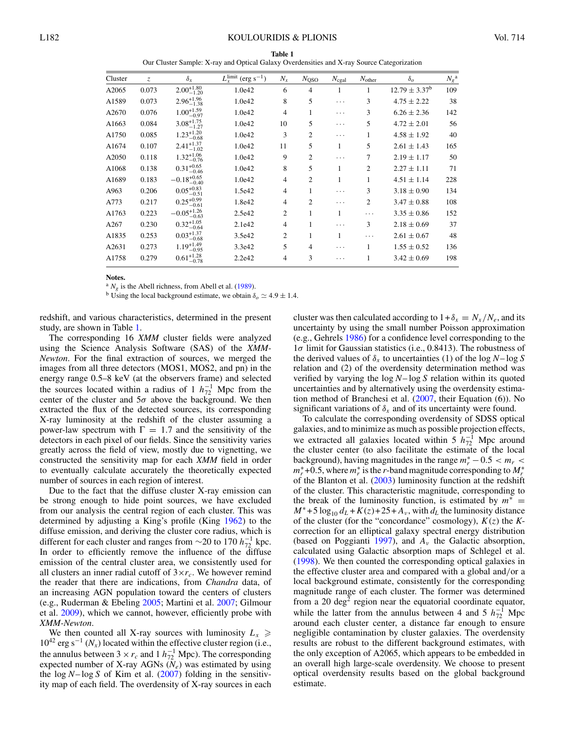**Table 1**
Our Cluster Sample: X-ray and Optical Galaxy Overdensities and X-ray Source Categorization

| Cluster | $z$ | $\delta_x$ | $L_x^{\rm limit}$ (erg s$^{-1}$) | $N_x$ | $N_{\rm QSO}$ | $N_{\rm cgal}$ | $N_{\rm other}$ | $\delta_o$ | $N_g$[a] |
|---|---|---|---|---|---|---|---|---|---|
| A2065 | 0.073 | $2.00^{+1.80}_{-1.20}$ | 1.0e42 | 6 | 4 | 1 | 1 | $12.79 \pm 3.37$[b] | 109 |
| A1589 | 0.073 | $2.96^{+1.96}_{-1.38}$ | 1.0e42 | 8 | 5 | ... | 3 | $4.75 \pm 2.22$ | 38 |
| A2670 | 0.076 | $1.00^{+1.59}_{-0.97}$ | 1.0e42 | 4 | 1 | ... | 3 | $6.26 \pm 2.36$ | 142 |
| A1663 | 0.084 | $3.08^{+1.75}_{-1.27}$ | 1.0e42 | 10 | 5 | ... | 5 | $4.72 \pm 2.01$ | 56 |
| A1750 | 0.085 | $1.23^{+1.20}_{-0.68}$ | 1.0e42 | 3 | 2 | ... | 1 | $4.58 \pm 1.92$ | 40 |
| A1674 | 0.107 | $2.41^{+1.37}_{-1.02}$ | 1.0e42 | 11 | 5 | 1 | 5 | $2.61 \pm 1.43$ | 165 |
| A2050 | 0.118 | $1.32^{+1.06}_{-0.76}$ | 1.0e42 | 9 | 2 | ... | 7 | $2.19 \pm 1.17$ | 50 |
| A1068 | 0.138 | $0.31^{+0.65}_{-0.46}$ | 1.0e42 | 8 | 5 | 1 | 2 | $2.27 \pm 1.11$ | 71 |
| A1689 | 0.183 | $-0.18^{+0.65}_{-0.40}$ | 1.0e42 | 4 | 2 | 1 | 1 | $4.51 \pm 1.14$ | 228 |
| A963 | 0.206 | $0.05^{+0.83}_{-0.51}$ | 1.5e42 | 4 | 1 | ... | 3 | $3.18 \pm 0.90$ | 134 |
| A773 | 0.217 | $0.25^{+0.99}_{-0.61}$ | 1.8e42 | 4 | 2 | ... | 2 | $3.47 \pm 0.88$ | 108 |
| A1763 | 0.223 | $-0.05^{+1.26}_{-0.63}$ | 2.5e42 | 2 | 1 | 1 | ... | $3.35 \pm 0.86$ | 152 |
| A267 | 0.230 | $0.32^{+1.05}_{-0.64}$ | 2.1e42 | 4 | 1 | ... | 3 | $2.18 \pm 0.69$ | 37 |
| A1835 | 0.253 | $0.03^{+1.37}_{-0.68}$ | 3.5e42 | 2 | 1 | 1 | ... | $2.61 \pm 0.67$ | 48 |
| A2631 | 0.273 | $1.19^{+1.49}_{-0.95}$ | 3.3e42 | 5 | 4 | ... | 1 | $1.55 \pm 0.52$ | 136 |
| A1758 | 0.279 | $0.61^{+1.28}_{-0.78}$ | 2.2e42 | 4 | 3 | ... | 1 | $3.42 \pm 0.69$ | 198 |

**Notes.**
[a] $N_g$ is the Abell richness, from Abell et al. (1989).
[b] Using the local background estimate, we obtain $\delta_o \simeq 4.9 \pm 1.4$.

redshift, and various characteristics, determined in the present study, are shown in Table 1.

The corresponding 16 *XMM* cluster fields were analyzed using the Science Analysis Software (SAS) of the *XMM-Newton*. For the final extraction of sources, we merged the images from all three detectors (MOS1, MOS2, and pn) in the energy range 0.5–8 keV (at the observers frame) and selected the sources located within a radius of 1 $h_{72}^{-1}$ Mpc from the center of the cluster and 5$\sigma$ above the background. We then extracted the flux of the detected sources, its corresponding X-ray luminosity at the redshift of the cluster assuming a power-law spectrum with $\Gamma = 1.7$ and the sensitivity of the detectors in each pixel of our fields. Since the sensitivity varies greatly across the field of view, mostly due to vignetting, we constructed the sensitivity map for each *XMM* field in order to eventually calculate accurately the theoretically expected number of sources in each region of interest.

Due to the fact that the diffuse cluster X-ray emission can be strong enough to hide point sources, we have excluded from our analysis the central region of each cluster. This was determined by adjusting a King's profile (King 1962) to the diffuse emission, and deriving the cluster core radius, which is different for each cluster and ranges from ~20 to 170 $h_{72}^{-1}$ kpc. In order to efficiently remove the influence of the diffuse emission of the central cluster area, we consistently used for all clusters an inner radial cutoff of $3\times r_c$. We however remind the reader that there are indications, from *Chandra* data, of an increasing AGN population toward the centers of clusters (e.g., Ruderman & Ebeling 2005; Martini et al. 2007; Gilmour et al. 2009), which we cannot, however, efficiently probe with *XMM-Newton*.

We then counted all X-ray sources with luminosity $L_x \geqslant 10^{42}$ erg s$^{-1}$ ($N_x$) located within the effective cluster region (i.e., the annulus between $3 \times r_c$ and 1 $h_{72}^{-1}$ Mpc). The corresponding expected number of X-ray AGNs ($N_e$) was estimated by using the $\log N - \log S$ of Kim et al. (2007) folding in the sensitivity map of each field. The overdensity of X-ray sources in each cluster was then calculated according to $1+\delta_x = N_x/N_e$, and its uncertainty by using the small number Poisson approximation (e.g., Gehrels 1986) for a confidence level corresponding to the 1$\sigma$ limit for Gaussian statistics (i.e., 0.8413). The robustness of the derived values of $\delta_x$ to uncertainties (1) of the $\log N - \log S$ relation and (2) of the overdensity determination method was verified by varying the $\log N - \log S$ relation within its quoted uncertainties and by alternatively using the overdensity estimation method of Branchesi et al. (2007, their Equation (6)). No significant variations of $\delta_x$ and of its uncertainty were found.

To calculate the corresponding overdensity of SDSS optical galaxies, and to minimize as much as possible projection effects, we extracted all galaxies located within 5 $h_{72}^{-1}$ Mpc around the cluster center (to also facilitate the estimate of the local background), having magnitudes in the range $m_r^* - 0.5 < m_r < m_r^* + 0.5$, where $m_r^*$ is the $r$-band magnitude corresponding to $M_r^*$ of the Blanton et al. (2003) luminosity function at the redshift of the cluster. This characteristic magnitude, corresponding to the break of the luminosity function, is estimated by $m^* = M^* + 5\log_{10} d_L + K(z) + 25 + A_v$, with $d_L$ the luminosity distance of the cluster (for the "concordance" cosmology), $K(z)$ the $K$-correction for an elliptical galaxy spectral energy distribution (based on Poggianti 1997), and $A_v$ the Galactic absorption, calculated using Galactic absorption maps of Schlegel et al. (1998). We then counted the corresponding optical galaxies in the effective cluster area and compared with a global and/or a local background estimate, consistently for the corresponding magnitude range of each cluster. The former was determined from a 20 deg$^2$ region near the equatorial coordinate equator, while the latter from the annulus between 4 and 5 $h_{72}^{-1}$ Mpc around each cluster center, a distance far enough to ensure negligible contamination by cluster galaxies. The overdensity results are robust to the different background estimates, with the only exception of A2065, which appears to be embedded in an overall high large-scale overdensity. We choose to present optical overdensity results based on the global background estimate.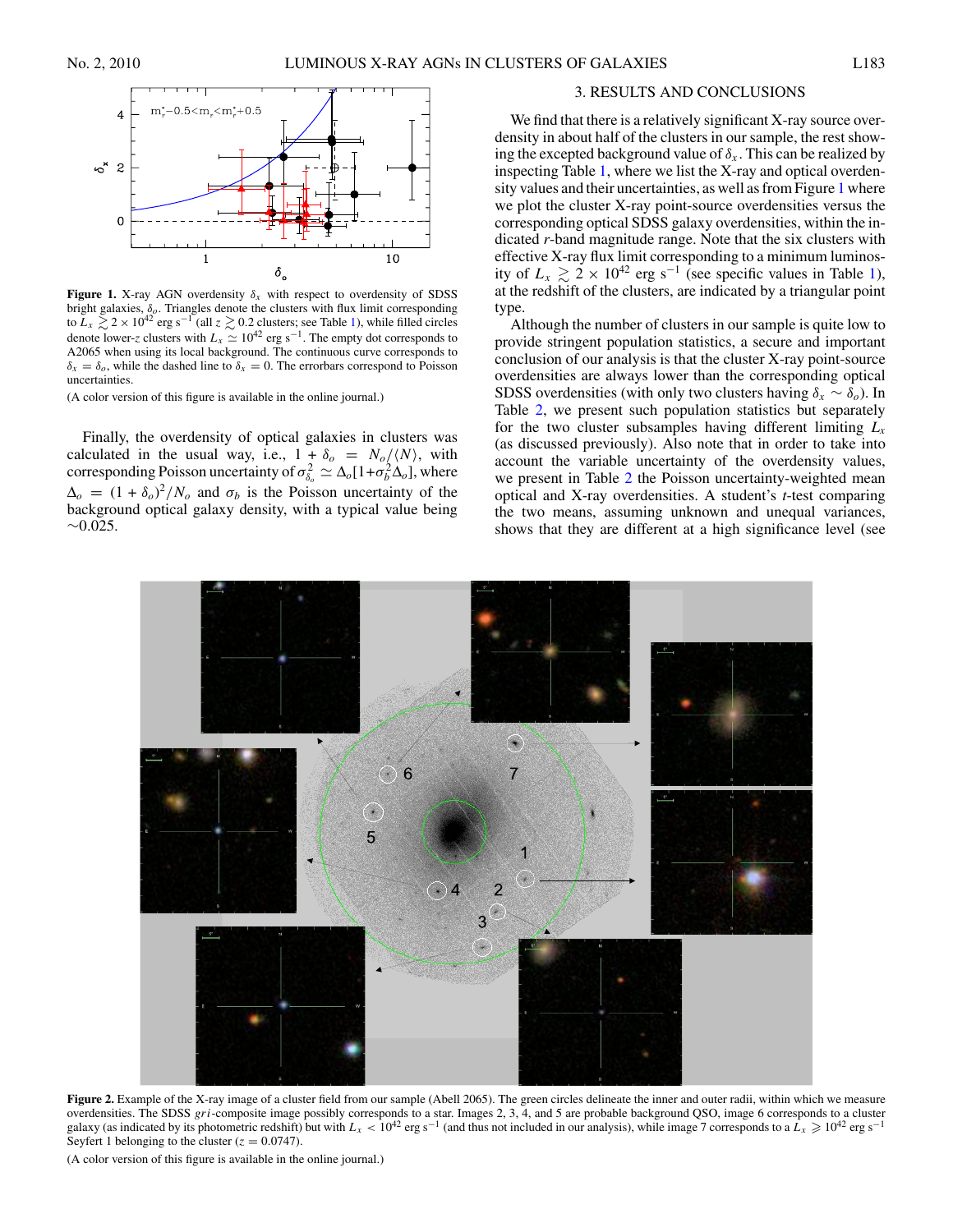**Figure 1.** X-ray AGN overdensity $\delta_x$ with respect to overdensity of SDSS bright galaxies, $\delta_o$. Triangles denote the clusters with flux limit corresponding to $L_x \gtrsim 2 \times 10^{42}$ erg s$^{-1}$ (all $z \gtrsim 0.2$ clusters; see Table 1), while filled circles denote lower-$z$ clusters with $L_x \simeq 10^{42}$ erg s$^{-1}$. The empty dot corresponds to A2065 when using its local background. The continuous curve corresponds to $\delta_x = \delta_o$, while the dashed line to $\delta_x = 0$. The errorbars correspond to Poisson uncertainties.

(A color version of this figure is available in the online journal.)

Finally, the overdensity of optical galaxies in clusters was calculated in the usual way, i.e., $1 + \delta_o = N_o/\langle N \rangle$, with corresponding Poisson uncertainty of $\sigma^2_{\delta_o} \simeq \Delta_o[1+\sigma_b^2 \Delta_o]$, where $\Delta_o = (1 + \delta_o)^2/N_o$ and $\sigma_b$ is the Poisson uncertainty of the background optical galaxy density, with a typical value being $\sim$0.025.

## 3. RESULTS AND CONCLUSIONS

We find that there is a relatively significant X-ray source overdensity in about half of the clusters in our sample, the rest showing the excepted background value of $\delta_x$. This can be realized by inspecting Table 1, where we list the X-ray and optical overdensity values and their uncertainties, as well as from Figure 1 where we plot the cluster X-ray point-source overdensities versus the corresponding optical SDSS galaxy overdensities, within the indicated $r$-band magnitude range. Note that the six clusters with effective X-ray flux limit corresponding to a minimum luminosity of $L_x \gtrsim 2 \times 10^{42}$ erg s$^{-1}$ (see specific values in Table 1), at the redshift of the clusters, are indicated by a triangular point type.

Although the number of clusters in our sample is quite low to provide stringent population statistics, a secure and important conclusion of our analysis is that the cluster X-ray point-source overdensities are always lower than the corresponding optical SDSS overdensities (with only two clusters having $\delta_x \sim \delta_o$). In Table 2, we present such population statistics but separately for the two cluster subsamples having different limiting $L_x$ (as discussed previously). Also note that in order to take into account the variable uncertainty of the overdensity values, we present in Table 2 the Poisson uncertainty-weighted mean optical and X-ray overdensities. A student's $t$-test comparing the two means, assuming unknown and unequal variances, shows that they are different at a high significance level (see

**Figure 2.** Example of the X-ray image of a cluster field from our sample (Abell 2065). The green circles delineate the inner and outer radii, within which we measure overdensities. The SDSS $gri$-composite image possibly corresponds to a star. Images 2, 3, 4, and 5 are probable background QSO, image 6 corresponds to a cluster galaxy (as indicated by its photometric redshift) but with $L_x < 10^{42}$ erg s$^{-1}$ (and thus not included in our analysis), while image 7 corresponds to a $L_x \geqslant 10^{42}$ erg s$^{-1}$ Seyfert 1 belonging to the cluster ($z = 0.0747$).

(A color version of this figure is available in the online journal.)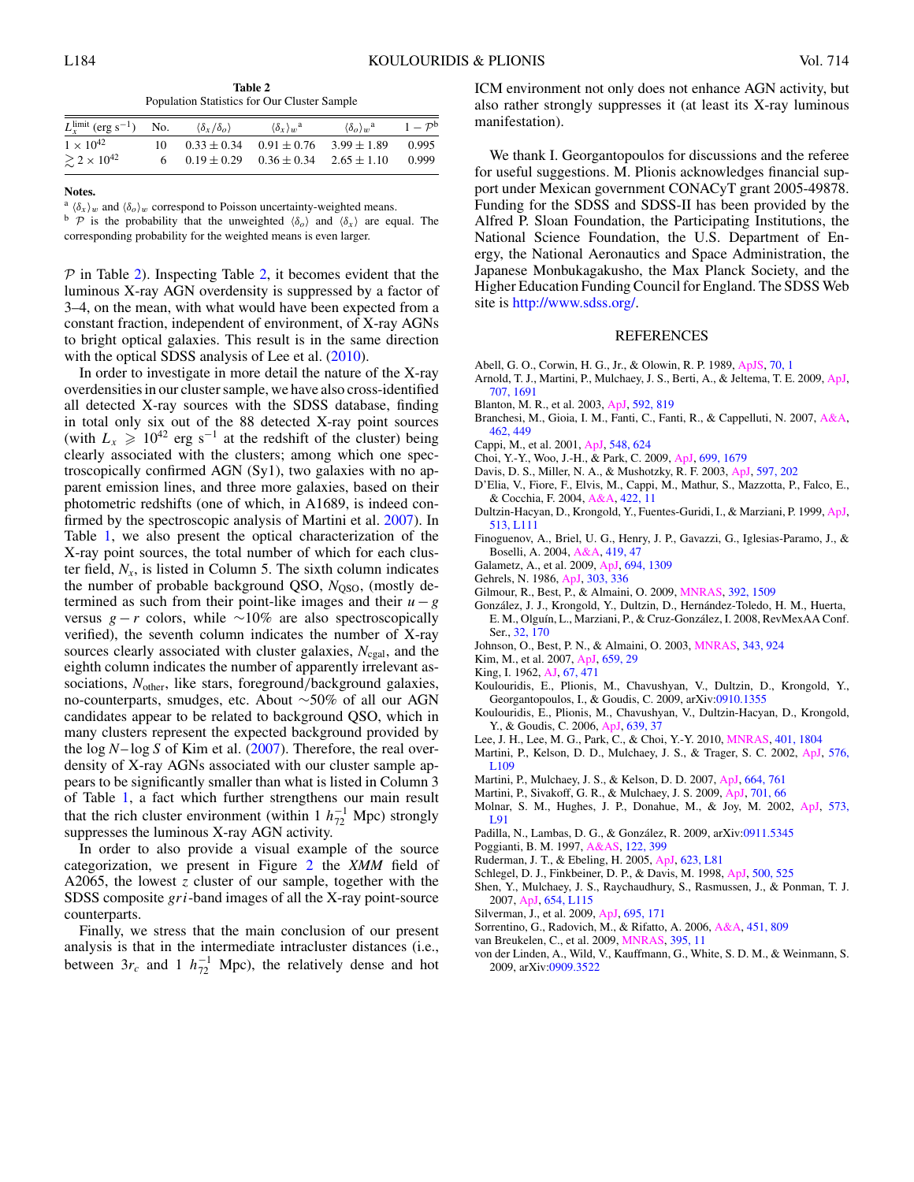**Table 2**
Population Statistics for Our Cluster Sample

| $L_x^{\rm limit}$ (erg s$^{-1}$) | No. | $\langle\delta_x/\delta_o\rangle$ | $\langle\delta_x\rangle_w$[a] | $\langle\delta_o\rangle_w$[a] | $1-\mathcal{P}$[b] |
|---|---|---|---|---|---|
| $1\times10^{42}$ | 10 | $0.33\pm0.34$ | $0.91\pm0.76$ | $3.99\pm1.89$ | 0.995 |
| $\gtrsim 2\times10^{42}$ | 6 | $0.19\pm0.29$ | $0.36\pm0.34$ | $2.65\pm1.10$ | 0.999 |

**Notes.**
[a] $\langle\delta_x\rangle_w$ and $\langle\delta_o\rangle_w$ correspond to Poisson uncertainty-weighted means.
[b] $\mathcal{P}$ is the probability that the unweighted $\langle\delta_o\rangle$ and $\langle\delta_x\rangle$ are equal. The corresponding probability for the weighted means is even larger.

$\mathcal{P}$ in Table 2). Inspecting Table 2, it becomes evident that the luminous X-ray AGN overdensity is suppressed by a factor of 3–4, on the mean, with what would have been expected from a constant fraction, independent of environment, of X-ray AGNs to bright optical galaxies. This result is in the same direction with the optical SDSS analysis of Lee et al. (2010).

In order to investigate in more detail the nature of the X-ray overdensities in our cluster sample, we have also cross-identified all detected X-ray sources with the SDSS database, finding in total only six out of the 88 detected X-ray point sources (with $L_x \geqslant 10^{42}$ erg s$^{-1}$ at the redshift of the cluster) being clearly associated with the clusters; among which one spectroscopically confirmed AGN (Sy1), two galaxies with no apparent emission lines, and three more galaxies, based on their photometric redshifts (one of which, in A1689, is indeed confirmed by the spectroscopic analysis of Martini et al. 2007). In Table 1, we also present the optical characterization of the X-ray point sources, the total number of which for each cluster field, $N_x$, is listed in Column 5. The sixth column indicates the number of probable background QSO, $N_{\rm QSO}$, (mostly determined as such from their point-like images and their $u-g$ versus $g-r$ colors, while ~10% are also spectroscopically verified), the seventh column indicates the number of X-ray sources clearly associated with cluster galaxies, $N_{\rm cgal}$, and the eighth column indicates the number of apparently irrelevant associations, $N_{\rm other}$, like stars, foreground/background galaxies, no-counterparts, smudges, etc. About ~50% of all our AGN candidates appear to be related to background QSO, which in many clusters represent the expected background provided by the log $N$–log $S$ of Kim et al. (2007). Therefore, the real overdensity of X-ray AGNs associated with our cluster sample appears to be significantly smaller than what is listed in Column 3 of Table 1, a fact which further strengthens our main result that the rich cluster environment (within 1 $h_{72}^{-1}$ Mpc) strongly suppresses the luminous X-ray AGN activity.

In order to also provide a visual example of the source categorization, we present in Figure 2 the *XMM* field of A2065, the lowest $z$ cluster of our sample, together with the SDSS composite *gri*-band images of all the X-ray point-source counterparts.

Finally, we stress that the main conclusion of our present analysis is that in the intermediate intracluster distances (i.e., between $3r_c$ and 1 $h_{72}^{-1}$ Mpc), the relatively dense and hot ICM environment not only does not enhance AGN activity, but also rather strongly suppresses it (at least its X-ray luminous manifestation).

We thank I. Georgantopoulos for discussions and the referee for useful suggestions. M. Plionis acknowledges financial support under Mexican government CONACyT grant 2005-49878. Funding for the SDSS and SDSS-II has been provided by the Alfred P. Sloan Foundation, the Participating Institutions, the National Science Foundation, the U.S. Department of Energy, the National Aeronautics and Space Administration, the Japanese Monbukagakusho, the Max Planck Society, and the Higher Education Funding Council for England. The SDSS Web site is http://www.sdss.org/.

## REFERENCES

Abell, G. O., Corwin, H. G., Jr., & Olowin, R. P. 1989, ApJS, 70, 1
Arnold, T. J., Martini, P., Mulchaey, J. S., Berti, A., & Jeltema, T. E. 2009, ApJ, 707, 1691
Blanton, M. R., et al. 2003, ApJ, 592, 819
Branchesi, M., Gioia, I. M., Fanti, C., Fanti, R., & Cappelluti, N. 2007, A&A, 462, 449
Cappi, M., et al. 2001, ApJ, 548, 624
Choi, Y.-Y., Woo, J.-H., & Park, C. 2009, ApJ, 699, 1679
Davis, D. S., Miller, N. A., & Mushotzky, R. F. 2003, ApJ, 597, 202
D'Elia, V., Fiore, F., Elvis, M., Cappi, M., Mathur, S., Mazzotta, P., Falco, E., & Cocchia, F. 2004, A&A, 422, 11
Dultzin-Hacyan, D., Krongold, Y., Fuentes-Guridi, I., & Marziani, P. 1999, ApJ, 513, L111
Finoguenov, A., Briel, U. G., Henry, J. P., Gavazzi, G., Iglesias-Paramo, J., & Boselli, A. 2004, A&A, 419, 47
Galametz, A., et al. 2009, ApJ, 694, 1309
Gehrels, N. 1986, ApJ, 303, 336
Gilmour, R., Best, P., & Almaini, O. 2009, MNRAS, 392, 1509
González, J. J., Krongold, Y., Dultzin, D., Hernández-Toledo, H. M., Huerta, E. M., Olguín, L., Marziani, P., & Cruz-González, I. 2008, RevMexAA Conf. Ser., 32, 170
Johnson, O., Best, P. N., & Almaini, O. 2003, MNRAS, 343, 924
Kim, M., et al. 2007, ApJ, 659, 29
King, I. 1962, AJ, 67, 471
Koulouridis, E., Plionis, M., Chavushyan, V., Dultzin, D., Krongold, Y., Georgantopoulos, I., & Goudis, C. 2009, arXiv:0910.1355
Koulouridis, E., Plionis, M., Chavushyan, V., Dultzin-Hacyan, D., Krongold, Y., & Goudis, C. 2006, ApJ, 639, 37
Lee, J. H., Lee, M. G., Park, C., & Choi, Y.-Y. 2010, MNRAS, 401, 1804
Martini, P., Kelson, D. D., Mulchaey, J. S., & Trager, S. C. 2002, ApJ, 576, L109
Martini, P., Mulchaey, J. S., & Kelson, D. D. 2007, ApJ, 664, 761
Martini, P., Sivakoff, G. R., & Mulchaey, J. S. 2009, ApJ, 701, 66
Molnar, S. M., Hughes, J. P., Donahue, M., & Joy, M. 2002, ApJ, 573, L91
Padilla, N., Lambas, D. G., & González, R. 2009, arXiv:0911.5345
Poggianti, B. M. 1997, A&AS, 122, 399
Ruderman, J. T., & Ebeling, H. 2005, ApJ, 623, L81
Schlegel, D. J., Finkbeiner, D. P., & Davis, M. 1998, ApJ, 500, 525
Shen, Y., Mulchaey, J. S., Raychaudhury, S., Rasmussen, J., & Ponman, T. J. 2007, ApJ, 654, L115
Silverman, J., et al. 2009, ApJ, 695, 171
Sorrentino, G., Radovich, M., & Rifatto, A. 2006, A&A, 451, 809
van Breukelen, C., et al. 2009, MNRAS, 395, 11
von der Linden, A., Wild, V., Kauffmann, G., White, S. D. M., & Weinmann, S. 2009, arXiv:0909.3522